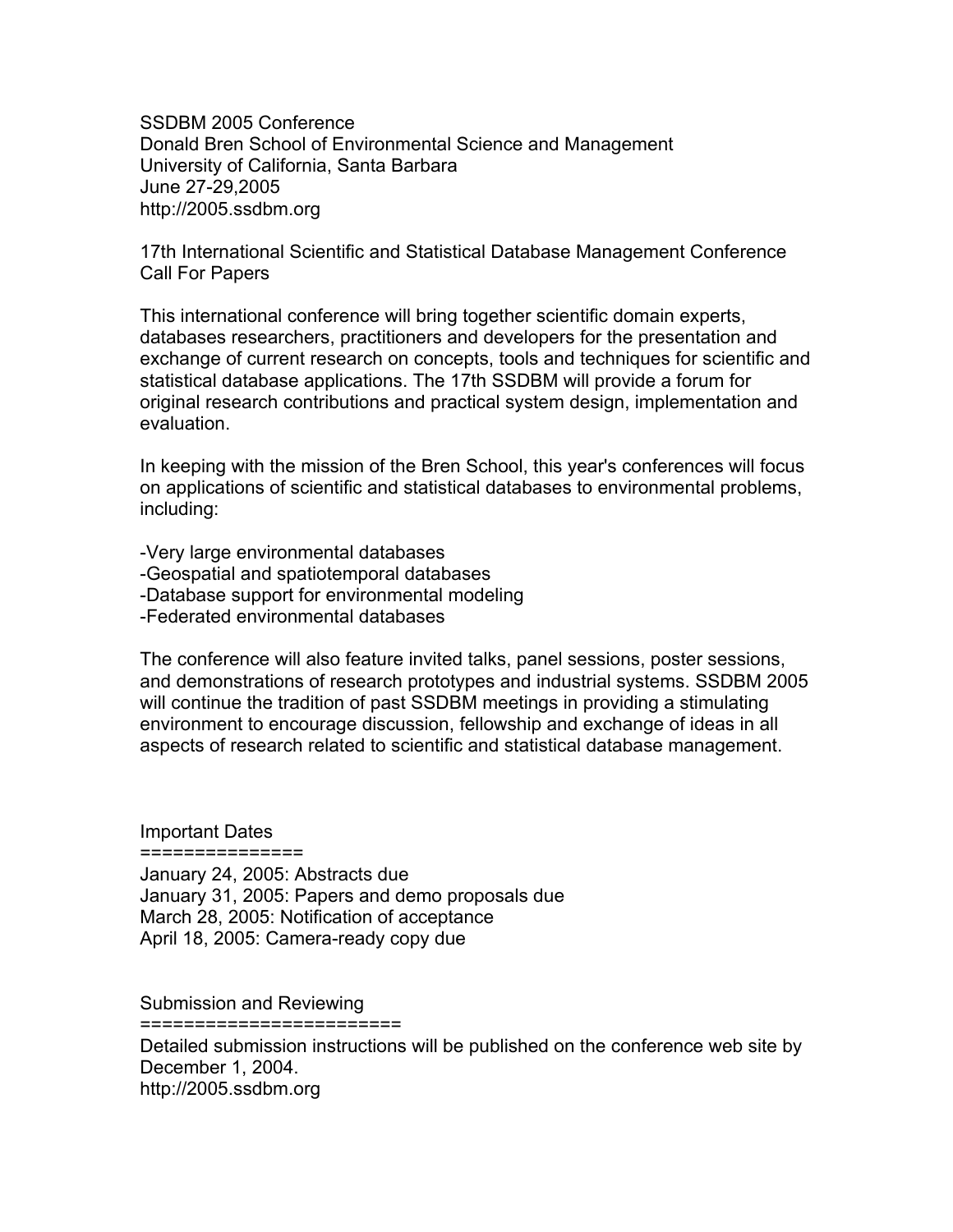SSDBM 2005 Conference
Donald Bren School of Environmental Science and Management
University of California, Santa Barbara
June 27-29,2005
http://2005.ssdbm.org

17th International Scientific and Statistical Database Management Conference
Call For Papers

This international conference will bring together scientific domain experts, databases researchers, practitioners and developers for the presentation and exchange of current research on concepts, tools and techniques for scientific and statistical database applications. The 17th SSDBM will provide a forum for original research contributions and practical system design, implementation and evaluation.

In keeping with the mission of the Bren School, this year's conferences will focus on applications of scientific and statistical databases to environmental problems, including:

- Very large environmental databases
- Geospatial and spatiotemporal databases
- Database support for environmental modeling
- Federated environmental databases

The conference will also feature invited talks, panel sessions, poster sessions, and demonstrations of research prototypes and industrial systems. SSDBM 2005 will continue the tradition of past SSDBM meetings in providing a stimulating environment to encourage discussion, fellowship and exchange of ideas in all aspects of research related to scientific and statistical database management.

## Important Dates

January 24, 2005: Abstracts due
January 31, 2005: Papers and demo proposals due
March 28, 2005: Notification of acceptance
April 18, 2005: Camera-ready copy due

## Submission and Reviewing

Detailed submission instructions will be published on the conference web site by December 1, 2004.
http://2005.ssdbm.org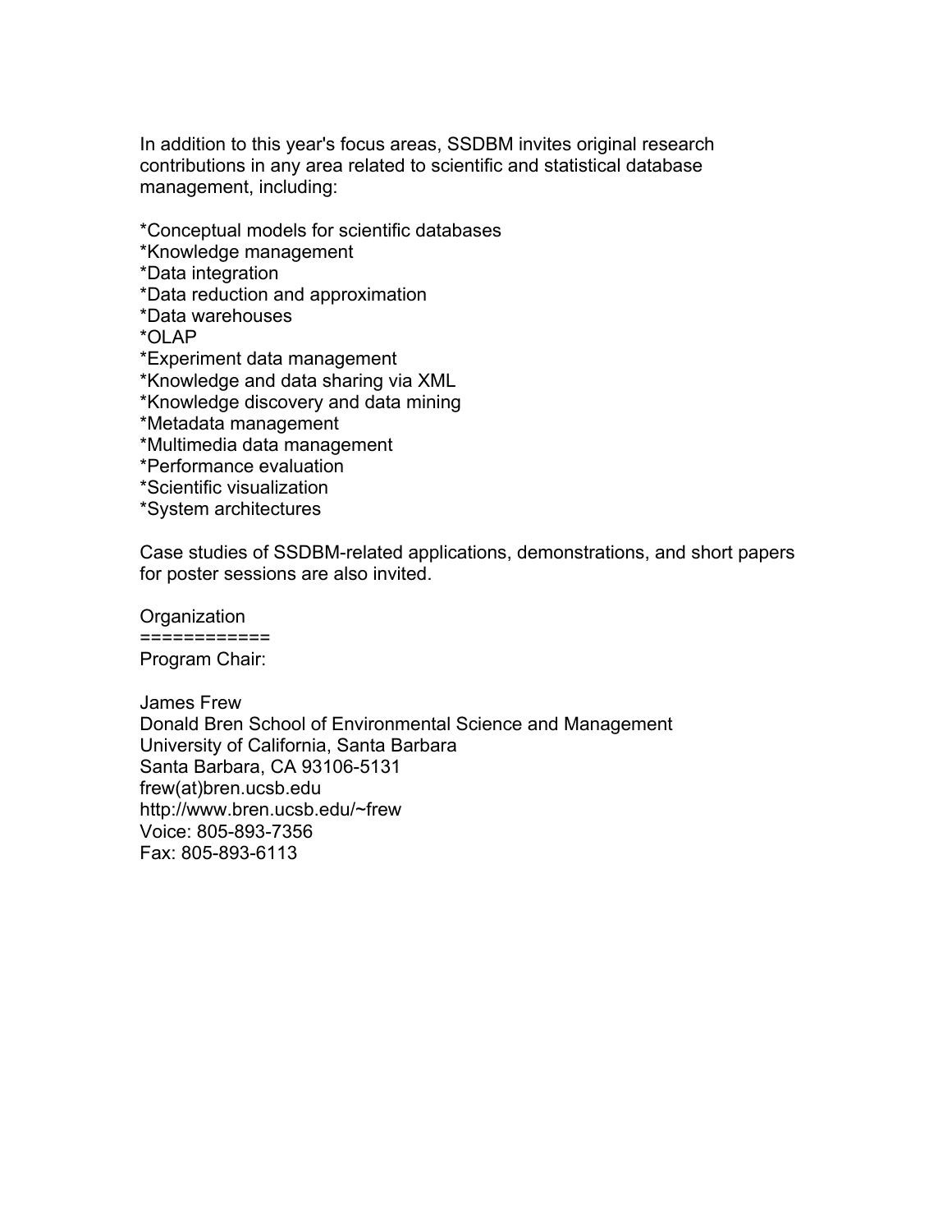In addition to this year's focus areas, SSDBM invites original research contributions in any area related to scientific and statistical database management, including:

*Conceptual models for scientific databases
*Knowledge management
*Data integration
*Data reduction and approximation
*Data warehouses
*OLAP
*Experiment data management
*Knowledge and data sharing via XML
*Knowledge discovery and data mining
*Metadata management
*Multimedia data management
*Performance evaluation
*Scientific visualization
*System architectures

Case studies of SSDBM-related applications, demonstrations, and short papers for poster sessions are also invited.

Organization
============
Program Chair:

James Frew
Donald Bren School of Environmental Science and Management
University of California, Santa Barbara
Santa Barbara, CA 93106-5131
frew(at)bren.ucsb.edu
http://www.bren.ucsb.edu/~frew
Voice: 805-893-7356
Fax: 805-893-6113